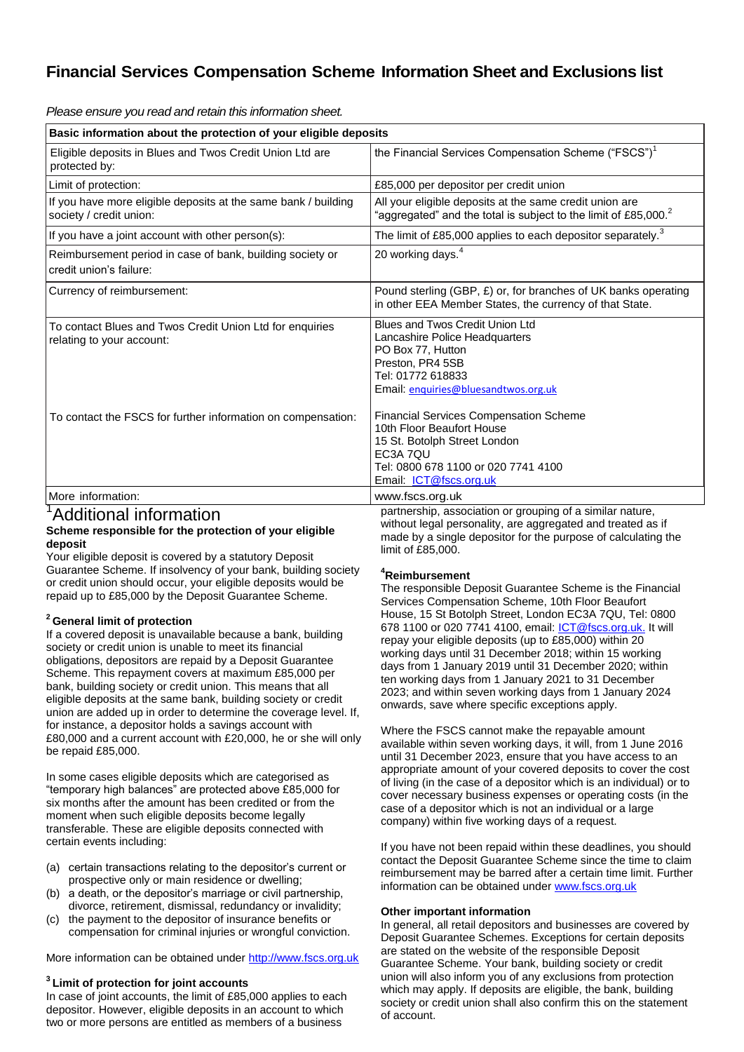# Financial Services Compensation Scheme Information Sheet and Exclusions list

*Please ensure you read and retain this information sheet.*

| Basic information about the protection of your eligible deposits | |
|---|---|
| Eligible deposits in Blues and Twos Credit Union Ltd are protected by: | the Financial Services Compensation Scheme ("FSCS")[1] |
| Limit of protection: | £85,000 per depositor per credit union |
| If you have more eligible deposits at the same bank / building society / credit union: | All your eligible deposits at the same credit union are "aggregated" and the total is subject to the limit of £85,000.[2] |
| If you have a joint account with other person(s): | The limit of £85,000 applies to each depositor separately.[3] |
| Reimbursement period in case of bank, building society or credit union's failure: | 20 working days.[4] |
| Currency of reimbursement: | Pound sterling (GBP, £) or, for branches of UK banks operating in other EEA Member States, the currency of that State. |
| To contact Blues and Twos Credit Union Ltd for enquiries relating to your account: | Blues and Twos Credit Union Ltd<br>Lancashire Police Headquarters<br>PO Box 77, Hutton<br>Preston, PR4 5SB<br>Tel: 01772 618833<br>Email: enquiries@bluesandtwos.org.uk |
| To contact the FSCS for further information on compensation: | Financial Services Compensation Scheme<br>10th Floor Beaufort House<br>15 St. Botolph Street London<br>EC3A 7QU<br>Tel: 0800 678 1100 or 020 7741 4100<br>Email: ICT@fscs.org.uk |
| More information: | www.fscs.org.uk |

## [1]Additional information

**Scheme responsible for the protection of your eligible deposit**

Your eligible deposit is covered by a statutory Deposit Guarantee Scheme. If insolvency of your bank, building society or credit union should occur, your eligible deposits would be repaid up to £85,000 by the Deposit Guarantee Scheme.

**[2] General limit of protection**

If a covered deposit is unavailable because a bank, building society or credit union is unable to meet its financial obligations, depositors are repaid by a Deposit Guarantee Scheme. This repayment covers at maximum £85,000 per bank, building society or credit union. This means that all eligible deposits at the same bank, building society or credit union are added up in order to determine the coverage level. If, for instance, a depositor holds a savings account with £80,000 and a current account with £20,000, he or she will only be repaid £85,000.

In some cases eligible deposits which are categorised as "temporary high balances" are protected above £85,000 for six months after the amount has been credited or from the moment when such eligible deposits become legally transferable. These are eligible deposits connected with certain events including:

(a) certain transactions relating to the depositor's current or prospective only or main residence or dwelling;
(b) a death, or the depositor's marriage or civil partnership, divorce, retirement, dismissal, redundancy or invalidity;
(c) the payment to the depositor of insurance benefits or compensation for criminal injuries or wrongful conviction.

More information can be obtained under http://www.fscs.org.uk

**[3] Limit of protection for joint accounts**

In case of joint accounts, the limit of £85,000 applies to each depositor. However, eligible deposits in an account to which two or more persons are entitled as members of a business partnership, association or grouping of a similar nature, without legal personality, are aggregated and treated as if made by a single depositor for the purpose of calculating the limit of £85,000.

**[4]Reimbursement**

The responsible Deposit Guarantee Scheme is the Financial Services Compensation Scheme, 10th Floor Beaufort House, 15 St Botolph Street, London EC3A 7QU, Tel: 0800 678 1100 or 020 7741 4100, email: ICT@fscs.org.uk. It will repay your eligible deposits (up to £85,000) within 20 working days until 31 December 2018; within 15 working days from 1 January 2019 until 31 December 2020; within ten working days from 1 January 2021 to 31 December 2023; and within seven working days from 1 January 2024 onwards, save where specific exceptions apply.

Where the FSCS cannot make the repayable amount available within seven working days, it will, from 1 June 2016 until 31 December 2023, ensure that you have access to an appropriate amount of your covered deposits to cover the cost of living (in the case of a depositor which is an individual) or to cover necessary business expenses or operating costs (in the case of a depositor which is not an individual or a large company) within five working days of a request.

If you have not been repaid within these deadlines, you should contact the Deposit Guarantee Scheme since the time to claim reimbursement may be barred after a certain time limit. Further information can be obtained under www.fscs.org.uk

**Other important information**

In general, all retail depositors and businesses are covered by Deposit Guarantee Schemes. Exceptions for certain deposits are stated on the website of the responsible Deposit Guarantee Scheme. Your bank, building society or credit union will also inform you of any exclusions from protection which may apply. If deposits are eligible, the bank, building society or credit union shall also confirm this on the statement of account.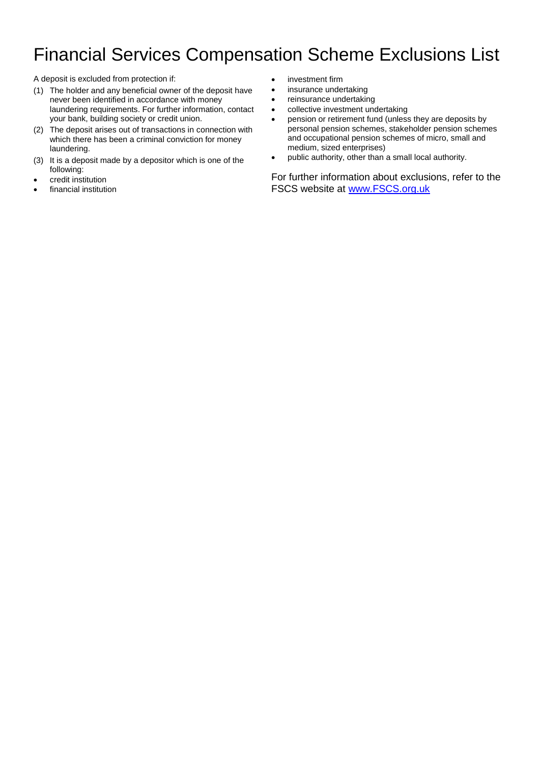# Financial Services Compensation Scheme Exclusions List

A deposit is excluded from protection if:

(1) The holder and any beneficial owner of the deposit have never been identified in accordance with money laundering requirements. For further information, contact your bank, building society or credit union.

(2) The deposit arises out of transactions in connection with which there has been a criminal conviction for money laundering.

(3) It is a deposit made by a depositor which is one of the following:

- credit institution
- financial institution
- investment firm
- insurance undertaking
- reinsurance undertaking
- collective investment undertaking
- pension or retirement fund (unless they are deposits by personal pension schemes, stakeholder pension schemes and occupational pension schemes of micro, small and medium, sized enterprises)
- public authority, other than a small local authority.

For further information about exclusions, refer to the FSCS website at [www.FSCS.org.uk](http://www.FSCS.org.uk)